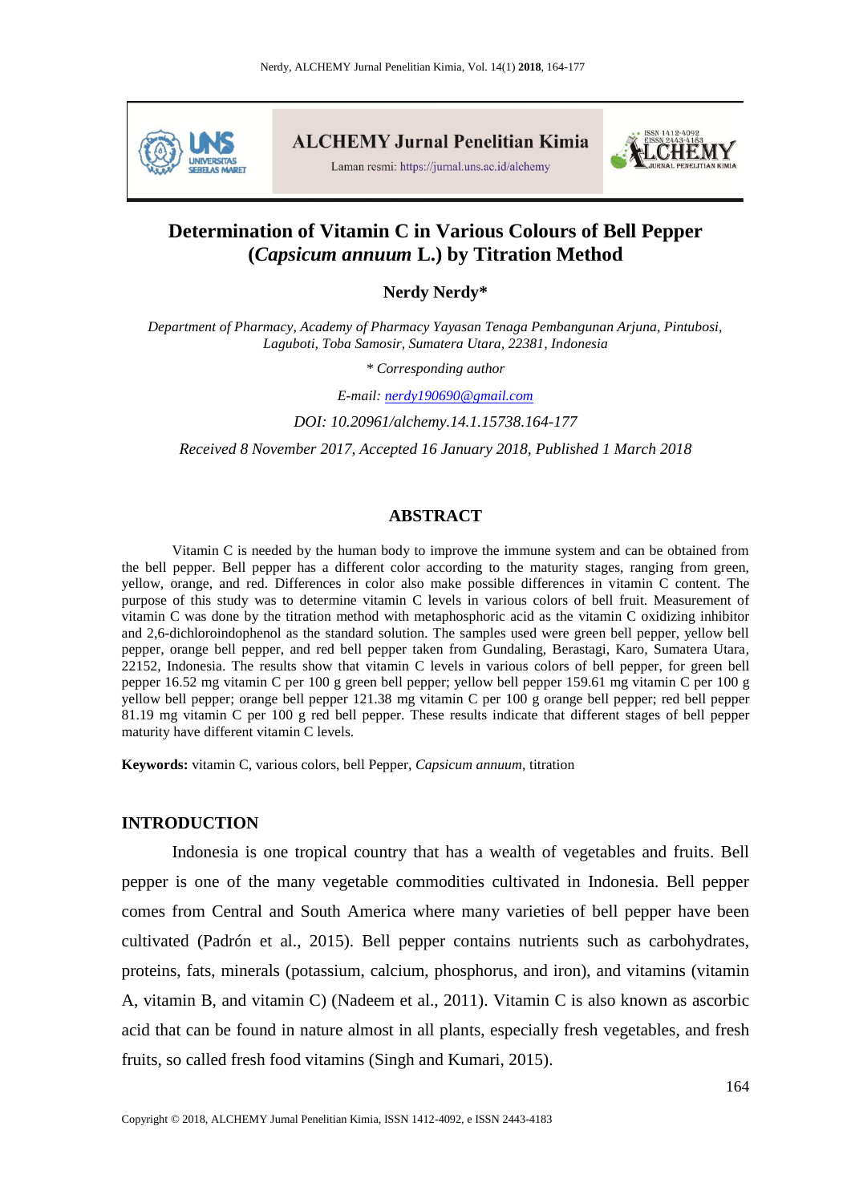# Determination of Vitamin C in Various Colours of Bell Pepper (*Capsicum annuum* L.) by Titration Method

**Nerdy Nerdy***

*Department of Pharmacy, Academy of Pharmacy Yayasan Tenaga Pembangunan Arjuna, Pintubosi, Laguboti, Toba Samosir, Sumatera Utara, 22381, Indonesia*

*\* Corresponding author*

*E-mail: nerdy190690@gmail.com*

*DOI: 10.20961/alchemy.14.1.15738.164-177*

*Received 8 November 2017, Accepted 16 January 2018, Published 1 March 2018*

## ABSTRACT

Vitamin C is needed by the human body to improve the immune system and can be obtained from the bell pepper. Bell pepper has a different color according to the maturity stages, ranging from green, yellow, orange, and red. Differences in color also make possible differences in vitamin C content. The purpose of this study was to determine vitamin C levels in various colors of bell fruit. Measurement of vitamin C was done by the titration method with metaphosphoric acid as the vitamin C oxidizing inhibitor and 2,6-dichloroindophenol as the standard solution. The samples used were green bell pepper, yellow bell pepper, orange bell pepper, and red bell pepper taken from Gundaling, Berastagi, Karo, Sumatera Utara, 22152, Indonesia. The results show that vitamin C levels in various colors of bell pepper, for green bell pepper 16.52 mg vitamin C per 100 g green bell pepper; yellow bell pepper 159.61 mg vitamin C per 100 g yellow bell pepper; orange bell pepper 121.38 mg vitamin C per 100 g orange bell pepper; red bell pepper 81.19 mg vitamin C per 100 g red bell pepper. These results indicate that different stages of bell pepper maturity have different vitamin C levels.

**Keywords:** vitamin C, various colors, bell Pepper, *Capsicum annuum*, titration

## INTRODUCTION

Indonesia is one tropical country that has a wealth of vegetables and fruits. Bell pepper is one of the many vegetable commodities cultivated in Indonesia. Bell pepper comes from Central and South America where many varieties of bell pepper have been cultivated (Padrón et al., 2015). Bell pepper contains nutrients such as carbohydrates, proteins, fats, minerals (potassium, calcium, phosphorus, and iron), and vitamins (vitamin A, vitamin B, and vitamin C) (Nadeem et al., 2011). Vitamin C is also known as ascorbic acid that can be found in nature almost in all plants, especially fresh vegetables, and fresh fruits, so called fresh food vitamins (Singh and Kumari, 2015).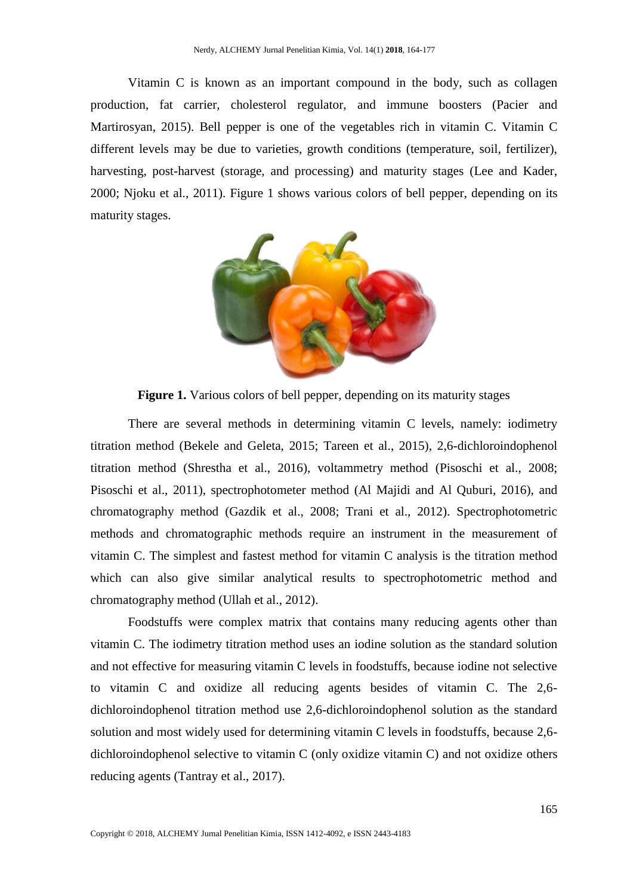Vitamin C is known as an important compound in the body, such as collagen production, fat carrier, cholesterol regulator, and immune boosters (Pacier and Martirosyan, 2015). Bell pepper is one of the vegetables rich in vitamin C. Vitamin C different levels may be due to varieties, growth conditions (temperature, soil, fertilizer), harvesting, post-harvest (storage, and processing) and maturity stages (Lee and Kader, 2000; Njoku et al., 2011). Figure 1 shows various colors of bell pepper, depending on its maturity stages.

**Figure 1.** Various colors of bell pepper, depending on its maturity stages

There are several methods in determining vitamin C levels, namely: iodimetry titration method (Bekele and Geleta, 2015; Tareen et al., 2015), 2,6-dichloroindophenol titration method (Shrestha et al., 2016), voltammetry method (Pisoschi et al., 2008; Pisoschi et al., 2011), spectrophotometer method (Al Majidi and Al Quburi, 2016), and chromatography method (Gazdik et al., 2008; Trani et al., 2012). Spectrophotometric methods and chromatographic methods require an instrument in the measurement of vitamin C. The simplest and fastest method for vitamin C analysis is the titration method which can also give similar analytical results to spectrophotometric method and chromatography method (Ullah et al., 2012).

Foodstuffs were complex matrix that contains many reducing agents other than vitamin C. The iodimetry titration method uses an iodine solution as the standard solution and not effective for measuring vitamin C levels in foodstuffs, because iodine not selective to vitamin C and oxidize all reducing agents besides of vitamin C. The 2,6-dichloroindophenol titration method use 2,6-dichloroindophenol solution as the standard solution and most widely used for determining vitamin C levels in foodstuffs, because 2,6-dichloroindophenol selective to vitamin C (only oxidize vitamin C) and not oxidize others reducing agents (Tantray et al., 2017).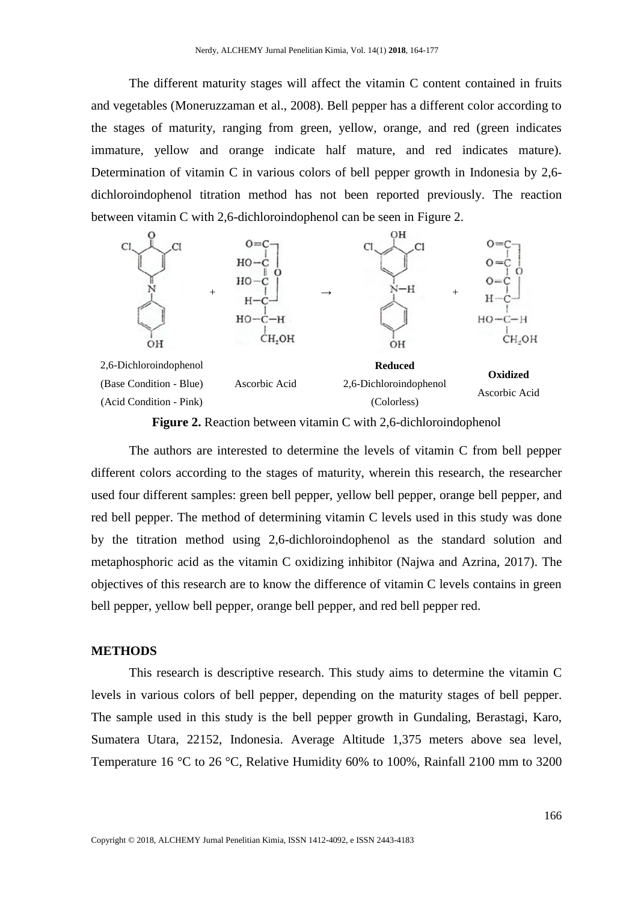The different maturity stages will affect the vitamin C content contained in fruits and vegetables (Moneruzzaman et al., 2008). Bell pepper has a different color according to the stages of maturity, ranging from green, yellow, orange, and red (green indicates immature, yellow and orange indicate half mature, and red indicates mature). Determination of vitamin C in various colors of bell pepper growth in Indonesia by 2,6-dichloroindophenol titration method has not been reported previously. The reaction between vitamin C with 2,6-dichloroindophenol can be seen in Figure 2.

2,6-Dichloroindophenol (Base Condition - Blue) (Acid Condition - Pink) + Ascorbic Acid → **Reduced** 2,6-Dichloroindophenol (Colorless) + **Oxidized** Ascorbic Acid

**Figure 2.** Reaction between vitamin C with 2,6-dichloroindophenol

The authors are interested to determine the levels of vitamin C from bell pepper different colors according to the stages of maturity, wherein this research, the researcher used four different samples: green bell pepper, yellow bell pepper, orange bell pepper, and red bell pepper. The method of determining vitamin C levels used in this study was done by the titration method using 2,6-dichloroindophenol as the standard solution and metaphosphoric acid as the vitamin C oxidizing inhibitor (Najwa and Azrina, 2017). The objectives of this research are to know the difference of vitamin C levels contains in green bell pepper, yellow bell pepper, orange bell pepper, and red bell pepper red.

## METHODS

This research is descriptive research. This study aims to determine the vitamin C levels in various colors of bell pepper, depending on the maturity stages of bell pepper. The sample used in this study is the bell pepper growth in Gundaling, Berastagi, Karo, Sumatera Utara, 22152, Indonesia. Average Altitude 1,375 meters above sea level, Temperature 16 °C to 26 °C, Relative Humidity 60% to 100%, Rainfall 2100 mm to 3200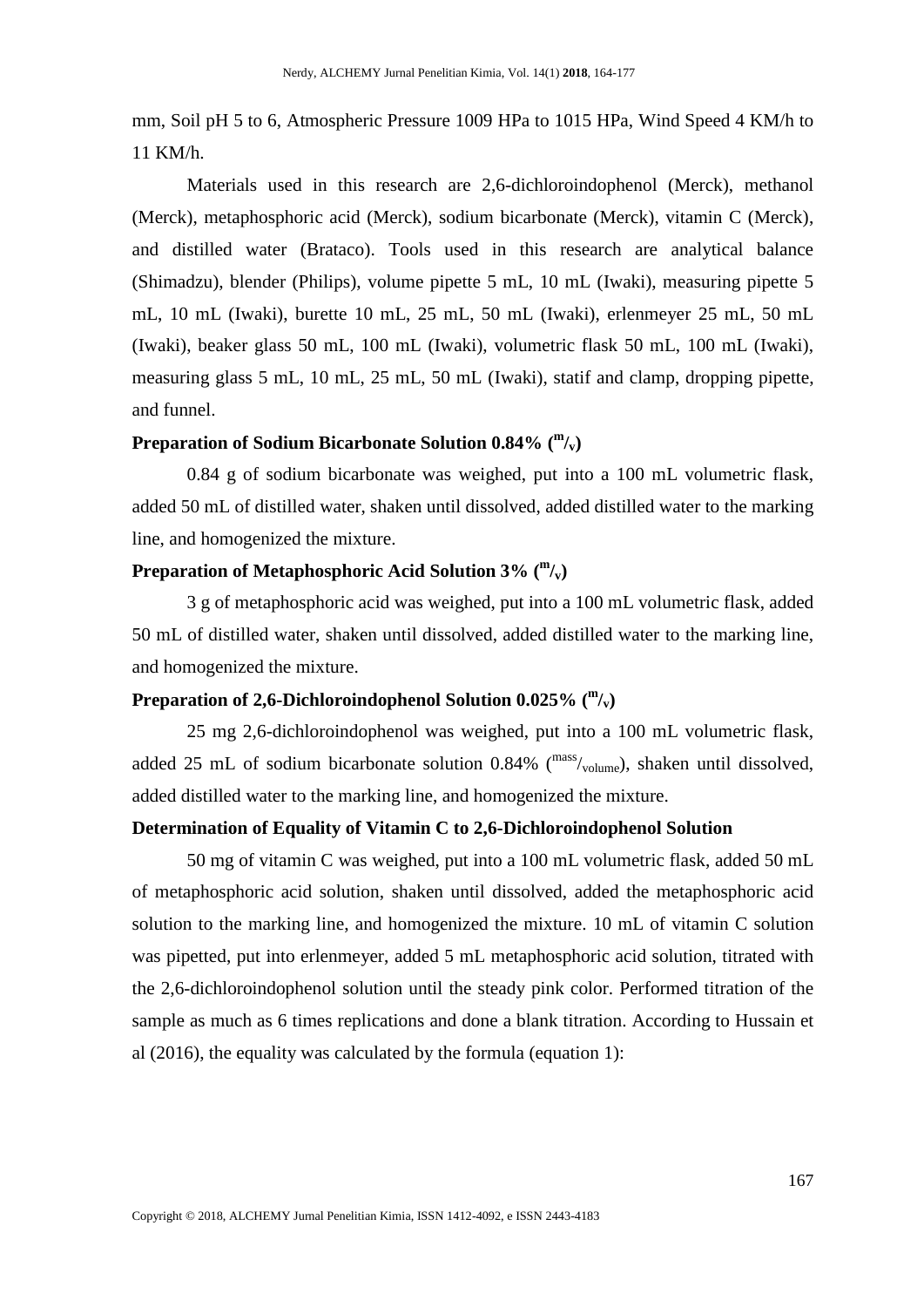mm, Soil pH 5 to 6, Atmospheric Pressure 1009 HPa to 1015 HPa, Wind Speed 4 KM/h to 11 KM/h.

Materials used in this research are 2,6-dichloroindophenol (Merck), methanol (Merck), metaphosphoric acid (Merck), sodium bicarbonate (Merck), vitamin C (Merck), and distilled water (Brataco). Tools used in this research are analytical balance (Shimadzu), blender (Philips), volume pipette 5 mL, 10 mL (Iwaki), measuring pipette 5 mL, 10 mL (Iwaki), burette 10 mL, 25 mL, 50 mL (Iwaki), erlenmeyer 25 mL, 50 mL (Iwaki), beaker glass 50 mL, 100 mL (Iwaki), volumetric flask 50 mL, 100 mL (Iwaki), measuring glass 5 mL, 10 mL, 25 mL, 50 mL (Iwaki), statif and clamp, dropping pipette, and funnel.

**Preparation of Sodium Bicarbonate Solution 0.84% ($^{m}/_{v}$)**

0.84 g of sodium bicarbonate was weighed, put into a 100 mL volumetric flask, added 50 mL of distilled water, shaken until dissolved, added distilled water to the marking line, and homogenized the mixture.

**Preparation of Metaphosphoric Acid Solution 3% ($^{m}/_{v}$)**

3 g of metaphosphoric acid was weighed, put into a 100 mL volumetric flask, added 50 mL of distilled water, shaken until dissolved, added distilled water to the marking line, and homogenized the mixture.

**Preparation of 2,6-Dichloroindophenol Solution 0.025% ($^{m}/_{v}$)**

25 mg 2,6-dichloroindophenol was weighed, put into a 100 mL volumetric flask, added 25 mL of sodium bicarbonate solution 0.84% ($^{mass}/_{volume}$), shaken until dissolved, added distilled water to the marking line, and homogenized the mixture.

**Determination of Equality of Vitamin C to 2,6-Dichloroindophenol Solution**

50 mg of vitamin C was weighed, put into a 100 mL volumetric flask, added 50 mL of metaphosphoric acid solution, shaken until dissolved, added the metaphosphoric acid solution to the marking line, and homogenized the mixture. 10 mL of vitamin C solution was pipetted, put into erlenmeyer, added 5 mL metaphosphoric acid solution, titrated with the 2,6-dichloroindophenol solution until the steady pink color. Performed titration of the sample as much as 6 times replications and done a blank titration. According to Hussain et al (2016), the equality was calculated by the formula (equation 1):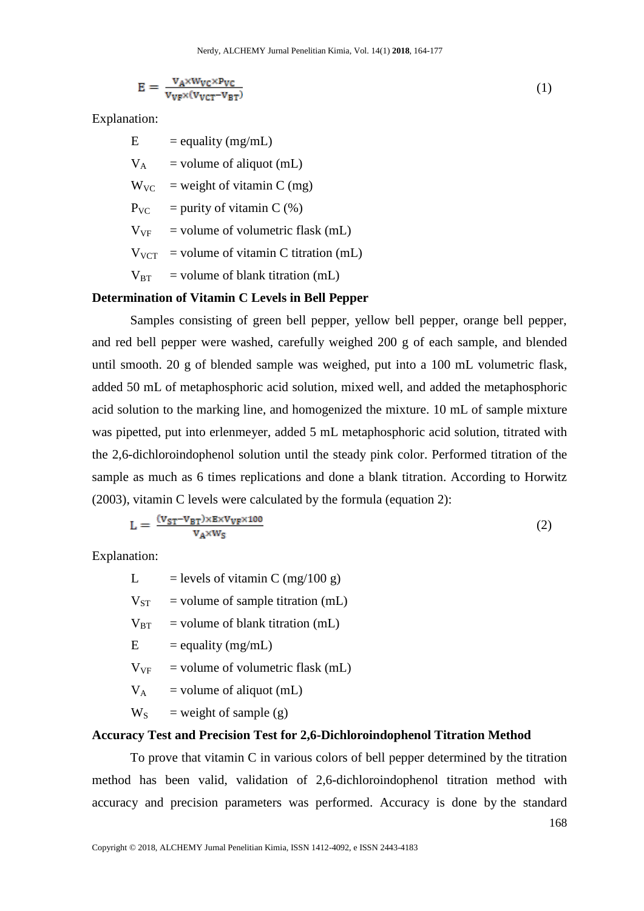$$E = \frac{V_A \times W_{VC} \times P_{VC}}{V_{VF} \times (V_{VCT} - V_{BT})} \quad (1)$$

Explanation:

$E$ = equality (mg/mL)

$V_A$ = volume of aliquot (mL)

$W_{VC}$ = weight of vitamin C (mg)

$P_{VC}$ = purity of vitamin C (%)

$V_{VF}$ = volume of volumetric flask (mL)

$V_{VCT}$ = volume of vitamin C titration (mL)

$V_{BT}$ = volume of blank titration (mL)

**Determination of Vitamin C Levels in Bell Pepper**

Samples consisting of green bell pepper, yellow bell pepper, orange bell pepper, and red bell pepper were washed, carefully weighed 200 g of each sample, and blended until smooth. 20 g of blended sample was weighed, put into a 100 mL volumetric flask, added 50 mL of metaphosphoric acid solution, mixed well, and added the metaphosphoric acid solution to the marking line, and homogenized the mixture. 10 mL of sample mixture was pipetted, put into erlenmeyer, added 5 mL metaphosphoric acid solution, titrated with the 2,6-dichloroindophenol solution until the steady pink color. Performed titration of the sample as much as 6 times replications and done a blank titration. According to Horwitz (2003), vitamin C levels were calculated by the formula (equation 2):

$$L = \frac{(V_{ST} - V_{BT}) \times E \times V_{VF} \times 100}{V_A \times W_S} \quad (2)$$

Explanation:

$L$ = levels of vitamin C (mg/100 g)

$V_{ST}$ = volume of sample titration (mL)

$V_{BT}$ = volume of blank titration (mL)

$E$ = equality (mg/mL)

$V_{VF}$ = volume of volumetric flask (mL)

$V_A$ = volume of aliquot (mL)

$W_S$ = weight of sample (g)

**Accuracy Test and Precision Test for 2,6-Dichloroindophenol Titration Method**

To prove that vitamin C in various colors of bell pepper determined by the titration method has been valid, validation of 2,6-dichloroindophenol titration method with accuracy and precision parameters was performed. Accuracy is done by the standard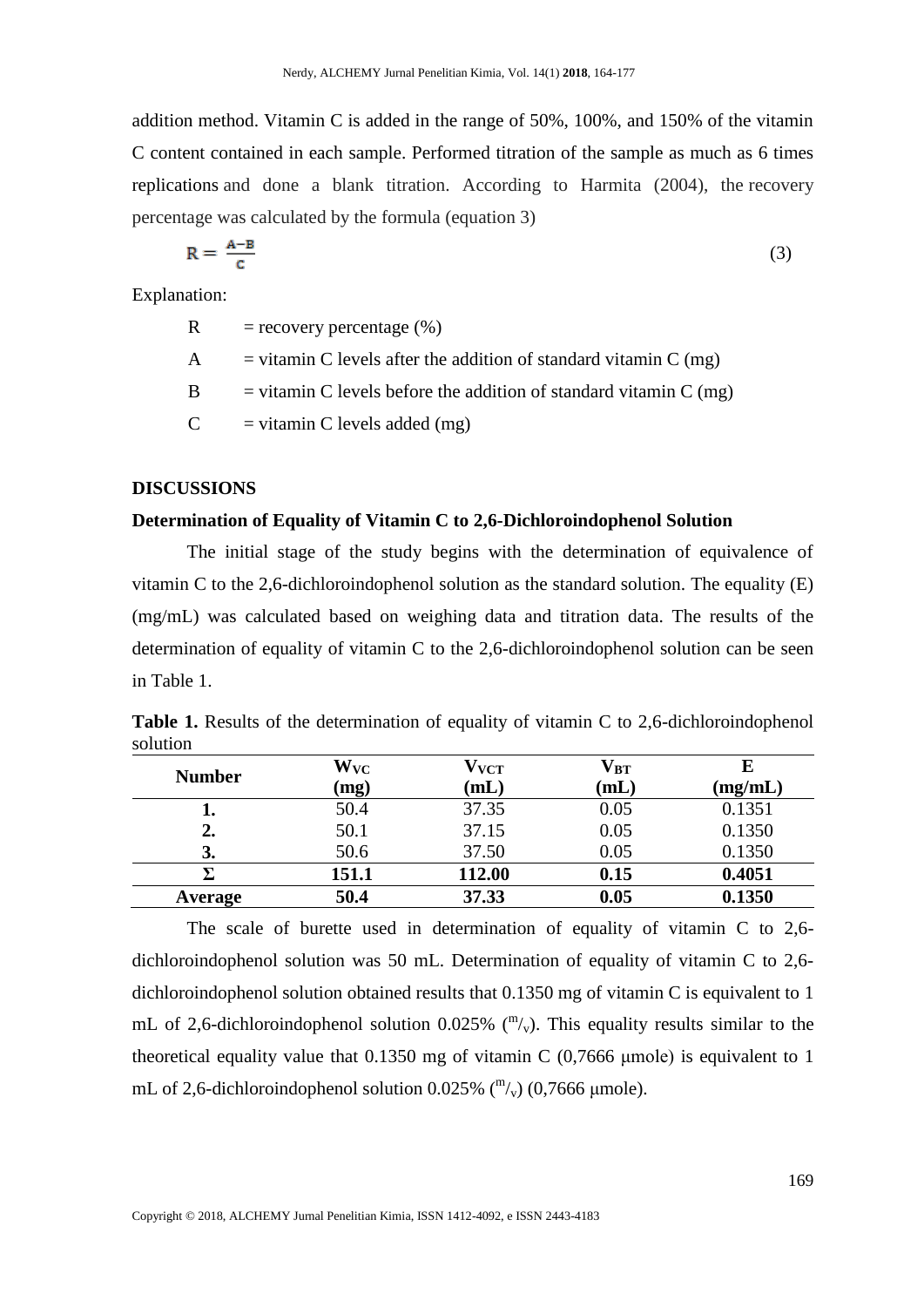addition method. Vitamin C is added in the range of 50%, 100%, and 150% of the vitamin C content contained in each sample. Performed titration of the sample as much as 6 times replications and done a blank titration. According to Harmita (2004), the recovery percentage was calculated by the formula (equation 3)

$$R = \frac{A-B}{C} \tag{3}$$

Explanation:

- R = recovery percentage (%)
- A = vitamin C levels after the addition of standard vitamin C (mg)
- B = vitamin C levels before the addition of standard vitamin C (mg)
- C = vitamin C levels added (mg)

## DISCUSSIONS

### Determination of Equality of Vitamin C to 2,6-Dichloroindophenol Solution

The initial stage of the study begins with the determination of equivalence of vitamin C to the 2,6-dichloroindophenol solution as the standard solution. The equality (E) (mg/mL) was calculated based on weighing data and titration data. The results of the determination of equality of vitamin C to the 2,6-dichloroindophenol solution can be seen in Table 1.

**Table 1.** Results of the determination of equality of vitamin C to 2,6-dichloroindophenol solution

| Number | $W_{VC}$ (mg) | $V_{VCT}$ (mL) | $V_{BT}$ (mL) | E (mg/mL) |
|---|---|---|---|---|
| **1.** | 50.4 | 37.35 | 0.05 | 0.1351 |
| **2.** | 50.1 | 37.15 | 0.05 | 0.1350 |
| **3.** | 50.6 | 37.50 | 0.05 | 0.1350 |
| **Σ** | **151.1** | **112.00** | **0.15** | **0.4051** |
| **Average** | **50.4** | **37.33** | **0.05** | **0.1350** |

The scale of burette used in determination of equality of vitamin C to 2,6-dichloroindophenol solution was 50 mL. Determination of equality of vitamin C to 2,6-dichloroindophenol solution obtained results that 0.1350 mg of vitamin C is equivalent to 1 mL of 2,6-dichloroindophenol solution 0.025% ($^{m}/_{v}$). This equality results similar to the theoretical equality value that 0.1350 mg of vitamin C (0,7666 μmole) is equivalent to 1 mL of 2,6-dichloroindophenol solution 0.025% ($^{m}/_{v}$) (0,7666 μmole).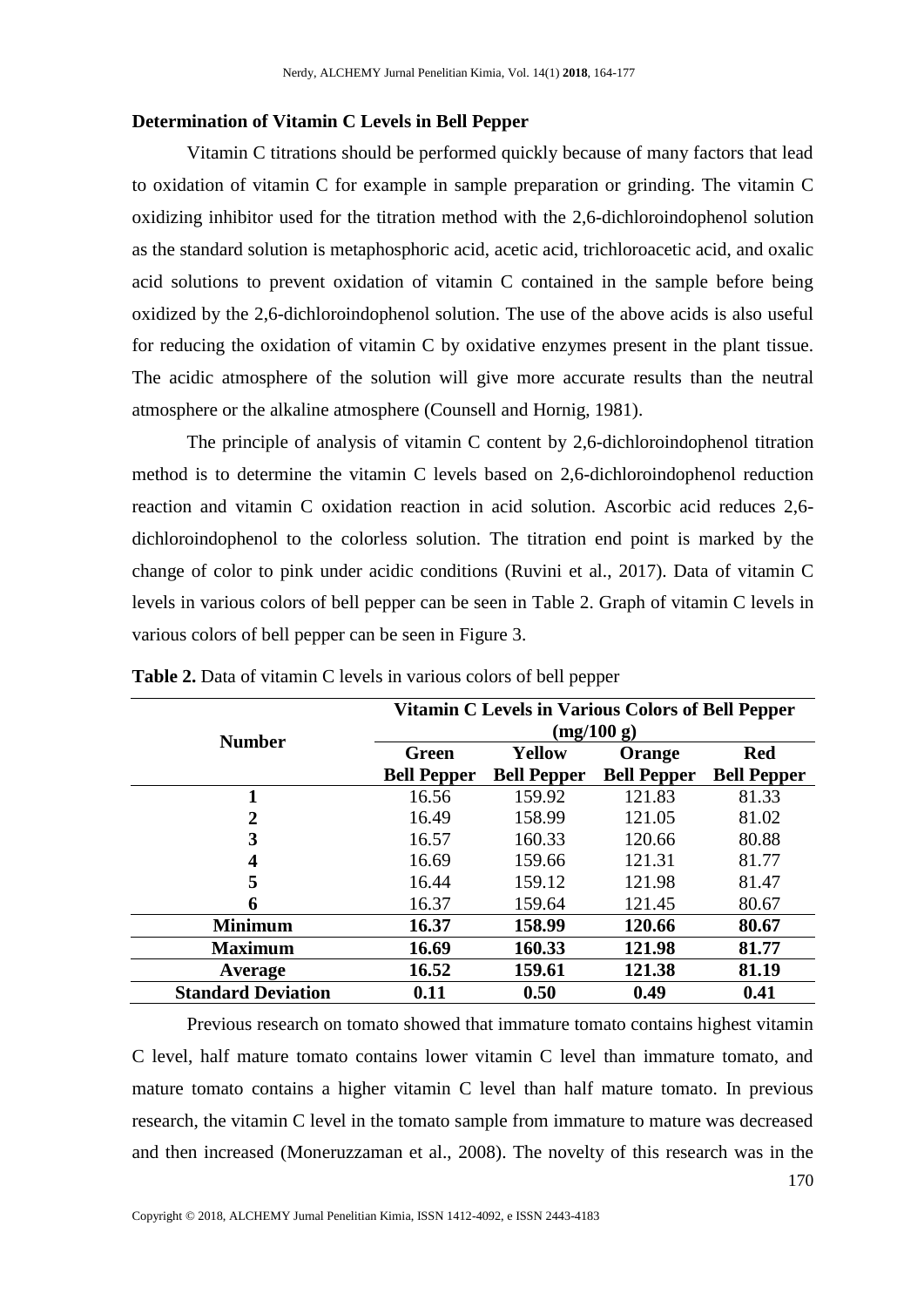### Determination of Vitamin C Levels in Bell Pepper

Vitamin C titrations should be performed quickly because of many factors that lead to oxidation of vitamin C for example in sample preparation or grinding. The vitamin C oxidizing inhibitor used for the titration method with the 2,6-dichloroindophenol solution as the standard solution is metaphosphoric acid, acetic acid, trichloroacetic acid, and oxalic acid solutions to prevent oxidation of vitamin C contained in the sample before being oxidized by the 2,6-dichloroindophenol solution. The use of the above acids is also useful for reducing the oxidation of vitamin C by oxidative enzymes present in the plant tissue. The acidic atmosphere of the solution will give more accurate results than the neutral atmosphere or the alkaline atmosphere (Counsell and Hornig, 1981).

The principle of analysis of vitamin C content by 2,6-dichloroindophenol titration method is to determine the vitamin C levels based on 2,6-dichloroindophenol reduction reaction and vitamin C oxidation reaction in acid solution. Ascorbic acid reduces 2,6-dichloroindophenol to the colorless solution. The titration end point is marked by the change of color to pink under acidic conditions (Ruvini et al., 2017). Data of vitamin C levels in various colors of bell pepper can be seen in Table 2. Graph of vitamin C levels in various colors of bell pepper can be seen in Figure 3.

**Table 2.** Data of vitamin C levels in various colors of bell pepper

| Number | Vitamin C Levels in Various Colors of Bell Pepper (mg/100 g) | | | |
|---|---|---|---|---|
| | **Green Bell Pepper** | **Yellow Bell Pepper** | **Orange Bell Pepper** | **Red Bell Pepper** |
| **1** | 16.56 | 159.92 | 121.83 | 81.33 |
| **2** | 16.49 | 158.99 | 121.05 | 81.02 |
| **3** | 16.57 | 160.33 | 120.66 | 80.88 |
| **4** | 16.69 | 159.66 | 121.31 | 81.77 |
| **5** | 16.44 | 159.12 | 121.98 | 81.47 |
| **6** | 16.37 | 159.64 | 121.45 | 80.67 |
| **Minimum** | **16.37** | **158.99** | **120.66** | **80.67** |
| **Maximum** | **16.69** | **160.33** | **121.98** | **81.77** |
| **Average** | **16.52** | **159.61** | **121.38** | **81.19** |
| **Standard Deviation** | **0.11** | **0.50** | **0.49** | **0.41** |

Previous research on tomato showed that immature tomato contains highest vitamin C level, half mature tomato contains lower vitamin C level than immature tomato, and mature tomato contains a higher vitamin C level than half mature tomato. In previous research, the vitamin C level in the tomato sample from immature to mature was decreased and then increased (Moneruzzaman et al., 2008). The novelty of this research was in the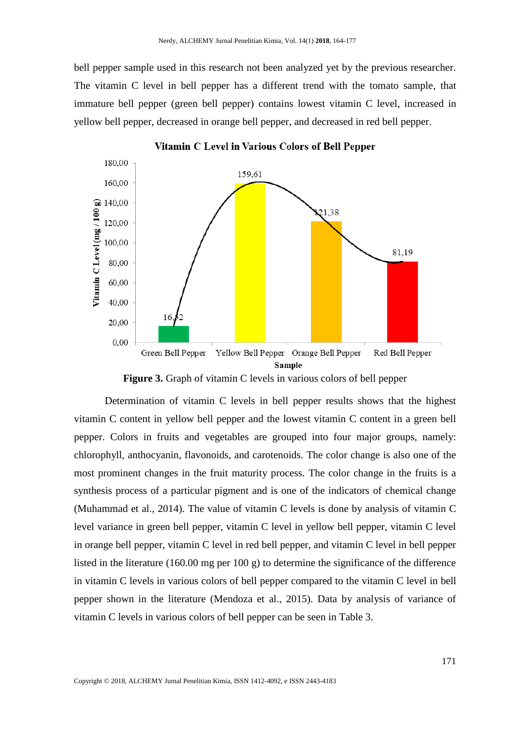bell pepper sample used in this research not been analyzed yet by the previous researcher. The vitamin C level in bell pepper has a different trend with the tomato sample, that immature bell pepper (green bell pepper) contains lowest vitamin C level, increased in yellow bell pepper, decreased in orange bell pepper, and decreased in red bell pepper.

**Vitamin C Level in Various Colors of Bell Pepper**

| Sample | Vitamin C Level (mg / 100 g) |
|---|---|
| Green Bell Pepper | 16,52 |
| Yellow Bell Pepper | 159,61 |
| Orange Bell Pepper | 121,38 |
| Red Bell Pepper | 81,19 |

**Figure 3.** Graph of vitamin C levels in various colors of bell pepper

Determination of vitamin C levels in bell pepper results shows that the highest vitamin C content in yellow bell pepper and the lowest vitamin C content in a green bell pepper. Colors in fruits and vegetables are grouped into four major groups, namely: chlorophyll, anthocyanin, flavonoids, and carotenoids. The color change is also one of the most prominent changes in the fruit maturity process. The color change in the fruits is a synthesis process of a particular pigment and is one of the indicators of chemical change (Muhammad et al., 2014). The value of vitamin C levels is done by analysis of vitamin C level variance in green bell pepper, vitamin C level in yellow bell pepper, vitamin C level in orange bell pepper, vitamin C level in red bell pepper, and vitamin C level in bell pepper listed in the literature (160.00 mg per 100 g) to determine the significance of the difference in vitamin C levels in various colors of bell pepper compared to the vitamin C level in bell pepper shown in the literature (Mendoza et al., 2015). Data by analysis of variance of vitamin C levels in various colors of bell pepper can be seen in Table 3.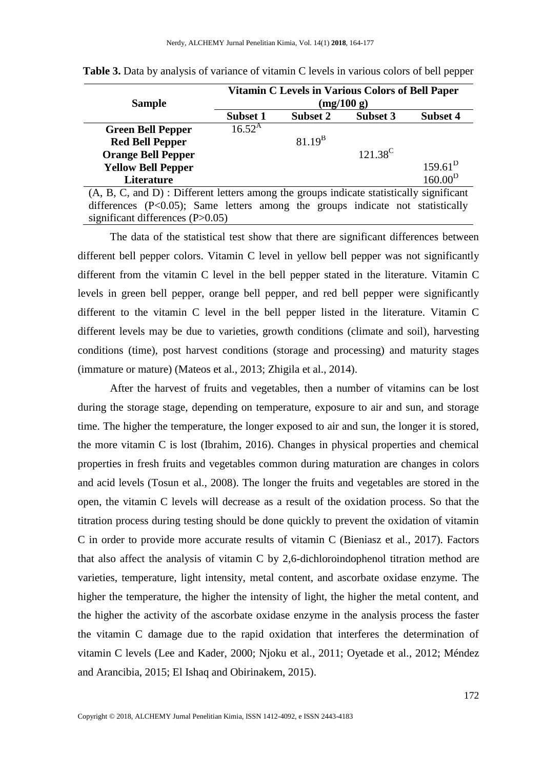**Table 3.** Data by analysis of variance of vitamin C levels in various colors of bell pepper

| Sample | Vitamin C Levels in Various Colors of Bell Paper (mg/100 g) | | | |
|---|---|---|---|---|
| | Subset 1 | Subset 2 | Subset 3 | Subset 4 |
| Green Bell Pepper | $16.52^{A}$ | | | |
| Red Bell Pepper | | $81.19^{B}$ | | |
| Orange Bell Pepper | | | $121.38^{C}$ | |
| Yellow Bell Pepper | | | | $159.61^{D}$ |
| Literature | | | | $160.00^{D}$ |

(A, B, C, and D) : Different letters among the groups indicate statistically significant differences ($P<0.05$); Same letters among the groups indicate not statistically significant differences ($P>0.05$)

The data of the statistical test show that there are significant differences between different bell pepper colors. Vitamin C level in yellow bell pepper was not significantly different from the vitamin C level in the bell pepper stated in the literature. Vitamin C levels in green bell pepper, orange bell pepper, and red bell pepper were significantly different to the vitamin C level in the bell pepper listed in the literature. Vitamin C different levels may be due to varieties, growth conditions (climate and soil), harvesting conditions (time), post harvest conditions (storage and processing) and maturity stages (immature or mature) (Mateos et al., 2013; Zhigila et al., 2014).

After the harvest of fruits and vegetables, then a number of vitamins can be lost during the storage stage, depending on temperature, exposure to air and sun, and storage time. The higher the temperature, the longer exposed to air and sun, the longer it is stored, the more vitamin C is lost (Ibrahim, 2016). Changes in physical properties and chemical properties in fresh fruits and vegetables common during maturation are changes in colors and acid levels (Tosun et al., 2008). The longer the fruits and vegetables are stored in the open, the vitamin C levels will decrease as a result of the oxidation process. So that the titration process during testing should be done quickly to prevent the oxidation of vitamin C in order to provide more accurate results of vitamin C (Bieniasz et al., 2017). Factors that also affect the analysis of vitamin C by 2,6-dichloroindophenol titration method are varieties, temperature, light intensity, metal content, and ascorbate oxidase enzyme. The higher the temperature, the higher the intensity of light, the higher the metal content, and the higher the activity of the ascorbate oxidase enzyme in the analysis process the faster the vitamin C damage due to the rapid oxidation that interferes the determination of vitamin C levels (Lee and Kader, 2000; Njoku et al., 2011; Oyetade et al., 2012; Méndez and Arancibia, 2015; El Ishaq and Obirinakem, 2015).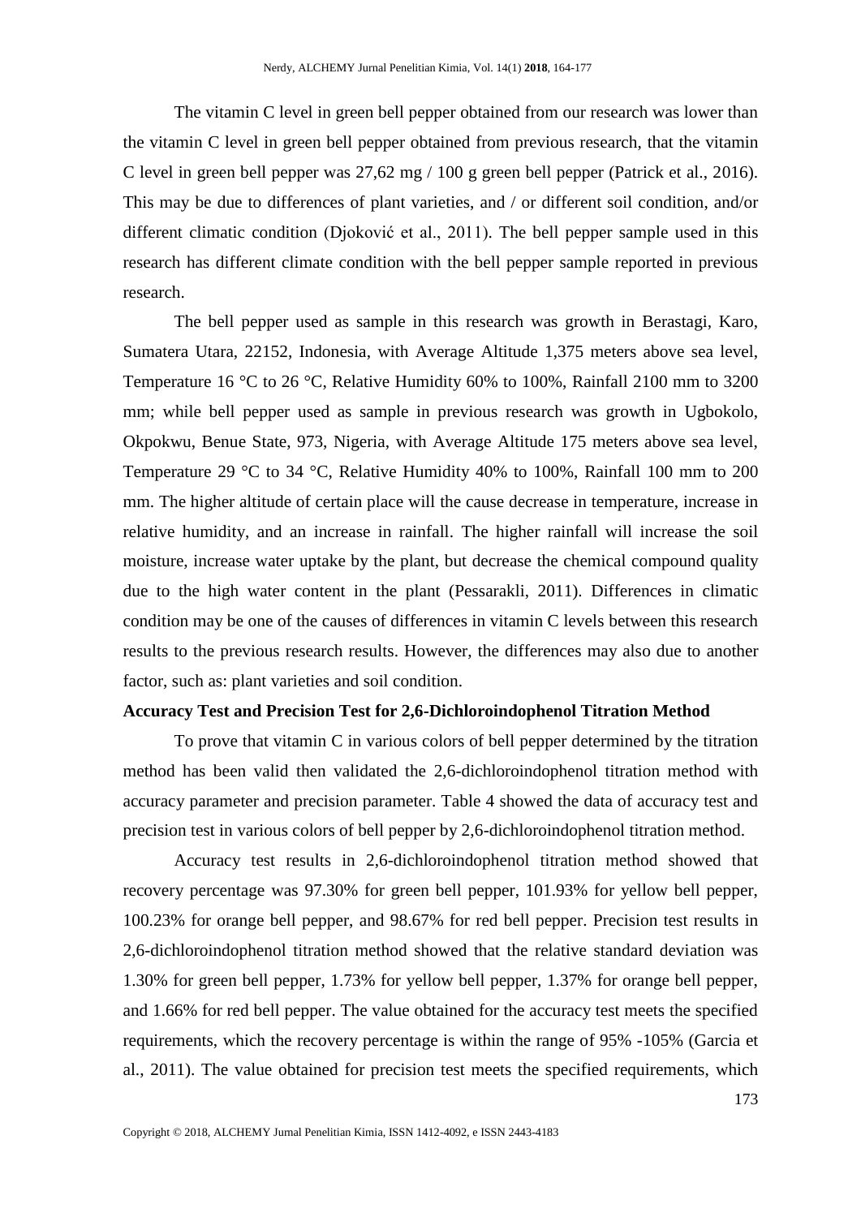The vitamin C level in green bell pepper obtained from our research was lower than the vitamin C level in green bell pepper obtained from previous research, that the vitamin C level in green bell pepper was 27,62 mg / 100 g green bell pepper (Patrick et al., 2016). This may be due to differences of plant varieties, and / or different soil condition, and/or different climatic condition (Djoković et al., 2011). The bell pepper sample used in this research has different climate condition with the bell pepper sample reported in previous research.

The bell pepper used as sample in this research was growth in Berastagi, Karo, Sumatera Utara, 22152, Indonesia, with Average Altitude 1,375 meters above sea level, Temperature 16 °C to 26 °C, Relative Humidity 60% to 100%, Rainfall 2100 mm to 3200 mm; while bell pepper used as sample in previous research was growth in Ugbokolo, Okpokwu, Benue State, 973, Nigeria, with Average Altitude 175 meters above sea level, Temperature 29 °C to 34 °C, Relative Humidity 40% to 100%, Rainfall 100 mm to 200 mm. The higher altitude of certain place will the cause decrease in temperature, increase in relative humidity, and an increase in rainfall. The higher rainfall will increase the soil moisture, increase water uptake by the plant, but decrease the chemical compound quality due to the high water content in the plant (Pessarakli, 2011). Differences in climatic condition may be one of the causes of differences in vitamin C levels between this research results to the previous research results. However, the differences may also due to another factor, such as: plant varieties and soil condition.

**Accuracy Test and Precision Test for 2,6-Dichloroindophenol Titration Method**

To prove that vitamin C in various colors of bell pepper determined by the titration method has been valid then validated the 2,6-dichloroindophenol titration method with accuracy parameter and precision parameter. Table 4 showed the data of accuracy test and precision test in various colors of bell pepper by 2,6-dichloroindophenol titration method.

Accuracy test results in 2,6-dichloroindophenol titration method showed that recovery percentage was 97.30% for green bell pepper, 101.93% for yellow bell pepper, 100.23% for orange bell pepper, and 98.67% for red bell pepper. Precision test results in 2,6-dichloroindophenol titration method showed that the relative standard deviation was 1.30% for green bell pepper, 1.73% for yellow bell pepper, 1.37% for orange bell pepper, and 1.66% for red bell pepper. The value obtained for the accuracy test meets the specified requirements, which the recovery percentage is within the range of 95% -105% (Garcia et al., 2011). The value obtained for precision test meets the specified requirements, which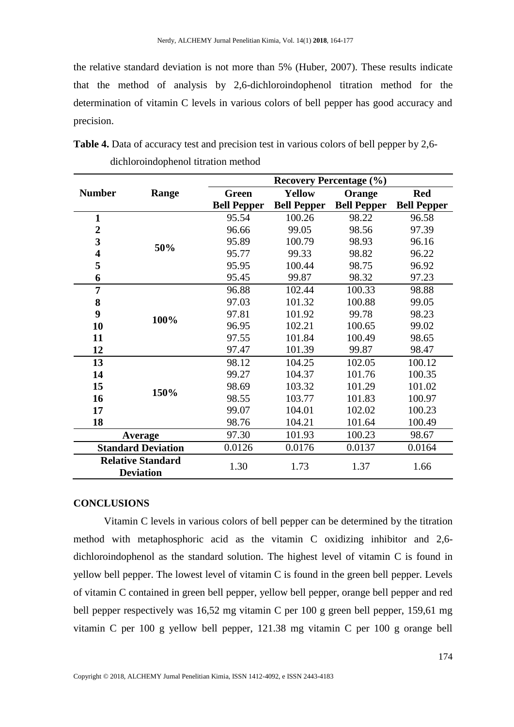the relative standard deviation is not more than 5% (Huber, 2007). These results indicate that the method of analysis by 2,6-dichloroindophenol titration method for the determination of vitamin C levels in various colors of bell pepper has good accuracy and precision.

**Table 4.** Data of accuracy test and precision test in various colors of bell pepper by 2,6-dichloroindophenol titration method

| Number | Range | Recovery Percentage (%) | | | |
|---|---|---|---|---|---|
| | | Green Bell Pepper | Yellow Bell Pepper | Orange Bell Pepper | Red Bell Pepper |
| **1** | **50%** | 95.54 | 100.26 | 98.22 | 96.58 |
| **2** | | 96.66 | 99.05 | 98.56 | 97.39 |
| **3** | | 95.89 | 100.79 | 98.93 | 96.16 |
| **4** | | 95.77 | 99.33 | 98.82 | 96.22 |
| **5** | | 95.95 | 100.44 | 98.75 | 96.92 |
| **6** | | 95.45 | 99.87 | 98.32 | 97.23 |
| **7** | **100%** | 96.88 | 102.44 | 100.33 | 98.88 |
| **8** | | 97.03 | 101.32 | 100.88 | 99.05 |
| **9** | | 97.81 | 101.92 | 99.78 | 98.23 |
| **10** | | 96.95 | 102.21 | 100.65 | 99.02 |
| **11** | | 97.55 | 101.84 | 100.49 | 98.65 |
| **12** | | 97.47 | 101.39 | 99.87 | 98.47 |
| **13** | **150%** | 98.12 | 104.25 | 102.05 | 100.12 |
| **14** | | 99.27 | 104.37 | 101.76 | 100.35 |
| **15** | | 98.69 | 103.32 | 101.29 | 101.02 |
| **16** | | 98.55 | 103.77 | 101.83 | 100.97 |
| **17** | | 99.07 | 104.01 | 102.02 | 100.23 |
| **18** | | 98.76 | 104.21 | 101.64 | 100.49 |
| **Average** | | 97.30 | 101.93 | 100.23 | 98.67 |
| **Standard Deviation** | | 0.0126 | 0.0176 | 0.0137 | 0.0164 |
| **Relative Standard Deviation** | | 1.30 | 1.73 | 1.37 | 1.66 |

## CONCLUSIONS

Vitamin C levels in various colors of bell pepper can be determined by the titration method with metaphosphoric acid as the vitamin C oxidizing inhibitor and 2,6-dichloroindophenol as the standard solution. The highest level of vitamin C is found in yellow bell pepper. The lowest level of vitamin C is found in the green bell pepper. Levels of vitamin C contained in green bell pepper, yellow bell pepper, orange bell pepper and red bell pepper respectively was 16,52 mg vitamin C per 100 g green bell pepper, 159,61 mg vitamin C per 100 g yellow bell pepper, 121.38 mg vitamin C per 100 g orange bell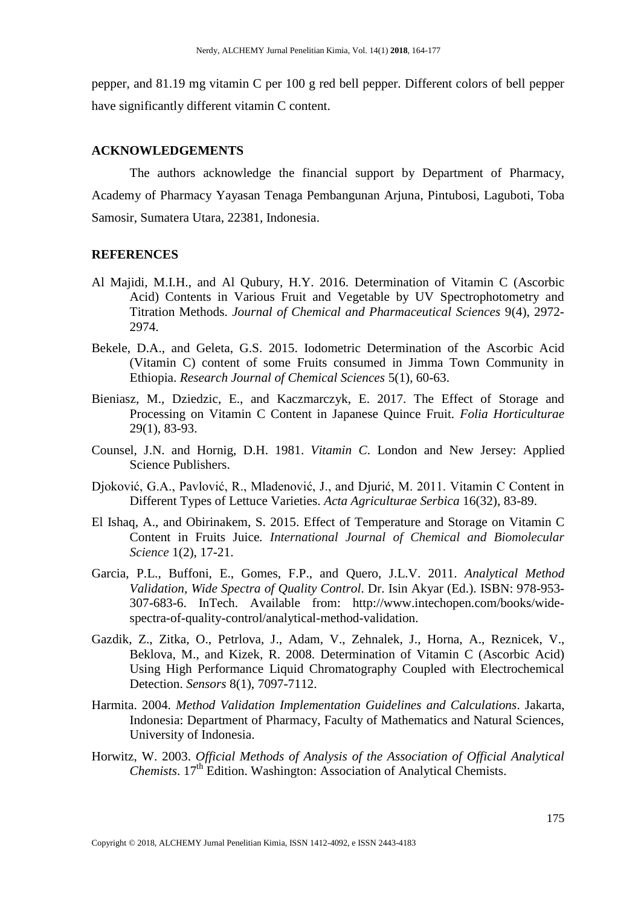pepper, and 81.19 mg vitamin C per 100 g red bell pepper. Different colors of bell pepper have significantly different vitamin C content.

## ACKNOWLEDGEMENTS

The authors acknowledge the financial support by Department of Pharmacy, Academy of Pharmacy Yayasan Tenaga Pembangunan Arjuna, Pintubosi, Laguboti, Toba Samosir, Sumatera Utara, 22381, Indonesia.

## REFERENCES

Al Majidi, M.I.H., and Al Qubury, H.Y. 2016. Determination of Vitamin C (Ascorbic Acid) Contents in Various Fruit and Vegetable by UV Spectrophotometry and Titration Methods. *Journal of Chemical and Pharmaceutical Sciences* 9(4), 2972-2974.

Bekele, D.A., and Geleta, G.S. 2015. Iodometric Determination of the Ascorbic Acid (Vitamin C) content of some Fruits consumed in Jimma Town Community in Ethiopia. *Research Journal of Chemical Sciences* 5(1), 60-63.

Bieniasz, M., Dziedzic, E., and Kaczmarczyk, E. 2017. The Effect of Storage and Processing on Vitamin C Content in Japanese Quince Fruit. *Folia Horticulturae* 29(1), 83-93.

Counsel, J.N. and Hornig, D.H. 1981. *Vitamin C*. London and New Jersey: Applied Science Publishers.

Djoković, G.A., Pavlović, R., Mladenović, J., and Djurić, M. 2011. Vitamin C Content in Different Types of Lettuce Varieties. *Acta Agriculturae Serbica* 16(32), 83-89.

El Ishaq, A., and Obirinakem, S. 2015. Effect of Temperature and Storage on Vitamin C Content in Fruits Juice. *International Journal of Chemical and Biomolecular Science* 1(2), 17-21.

Garcia, P.L., Buffoni, E., Gomes, F.P., and Quero, J.L.V. 2011. *Analytical Method Validation, Wide Spectra of Quality Control*. Dr. Isin Akyar (Ed.). ISBN: 978-953-307-683-6. InTech. Available from: http://www.intechopen.com/books/wide-spectra-of-quality-control/analytical-method-validation.

Gazdik, Z., Zitka, O., Petrlova, J., Adam, V., Zehnalek, J., Horna, A., Reznicek, V., Beklova, M., and Kizek, R. 2008. Determination of Vitamin C (Ascorbic Acid) Using High Performance Liquid Chromatography Coupled with Electrochemical Detection. *Sensors* 8(1), 7097-7112.

Harmita. 2004. *Method Validation Implementation Guidelines and Calculations*. Jakarta, Indonesia: Department of Pharmacy, Faculty of Mathematics and Natural Sciences, University of Indonesia.

Horwitz, W. 2003. *Official Methods of Analysis of the Association of Official Analytical Chemists*. 17th Edition. Washington: Association of Analytical Chemists.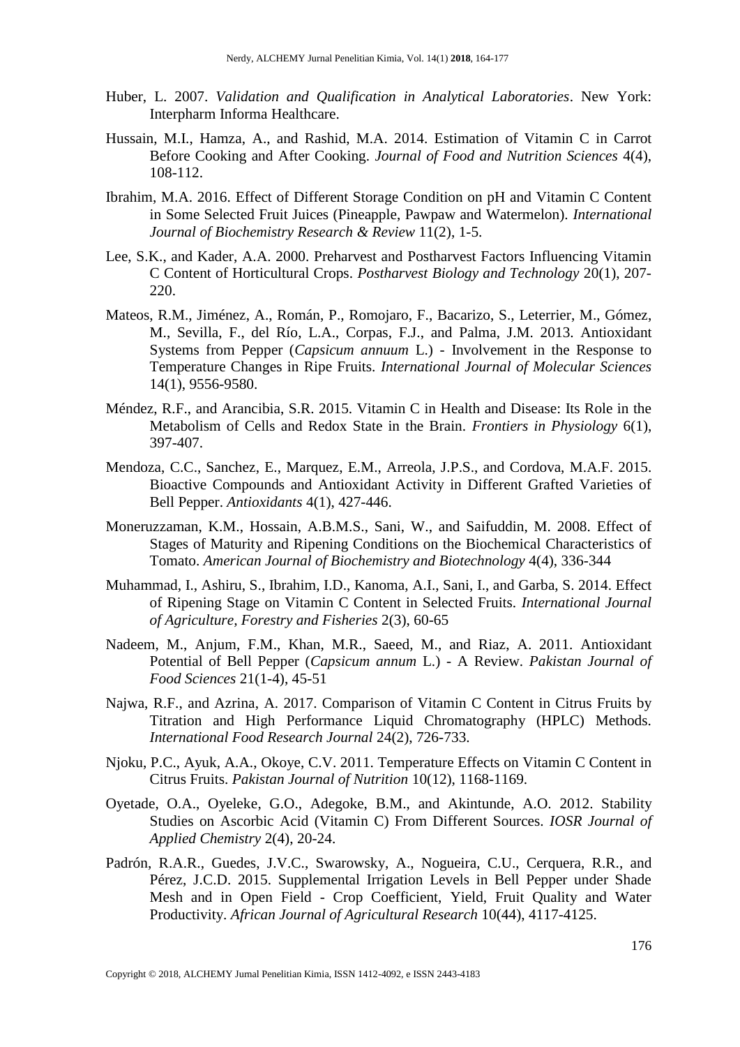Huber, L. 2007. *Validation and Qualification in Analytical Laboratories*. New York: Interpharm Informa Healthcare.

Hussain, M.I., Hamza, A., and Rashid, M.A. 2014. Estimation of Vitamin C in Carrot Before Cooking and After Cooking. *Journal of Food and Nutrition Sciences* 4(4), 108-112.

Ibrahim, M.A. 2016. Effect of Different Storage Condition on pH and Vitamin C Content in Some Selected Fruit Juices (Pineapple, Pawpaw and Watermelon). *International Journal of Biochemistry Research & Review* 11(2), 1-5.

Lee, S.K., and Kader, A.A. 2000. Preharvest and Postharvest Factors Influencing Vitamin C Content of Horticultural Crops. *Postharvest Biology and Technology* 20(1), 207-220.

Mateos, R.M., Jiménez, A., Román, P., Romojaro, F., Bacarizo, S., Leterrier, M., Gómez, M., Sevilla, F., del Río, L.A., Corpas, F.J., and Palma, J.M. 2013. Antioxidant Systems from Pepper (*Capsicum annuum* L.) - Involvement in the Response to Temperature Changes in Ripe Fruits. *International Journal of Molecular Sciences* 14(1), 9556-9580.

Méndez, R.F., and Arancibia, S.R. 2015. Vitamin C in Health and Disease: Its Role in the Metabolism of Cells and Redox State in the Brain. *Frontiers in Physiology* 6(1), 397-407.

Mendoza, C.C., Sanchez, E., Marquez, E.M., Arreola, J.P.S., and Cordova, M.A.F. 2015. Bioactive Compounds and Antioxidant Activity in Different Grafted Varieties of Bell Pepper. *Antioxidants* 4(1), 427-446.

Moneruzzaman, K.M., Hossain, A.B.M.S., Sani, W., and Saifuddin, M. 2008. Effect of Stages of Maturity and Ripening Conditions on the Biochemical Characteristics of Tomato. *American Journal of Biochemistry and Biotechnology* 4(4), 336-344

Muhammad, I., Ashiru, S., Ibrahim, I.D., Kanoma, A.I., Sani, I., and Garba, S. 2014. Effect of Ripening Stage on Vitamin C Content in Selected Fruits. *International Journal of Agriculture, Forestry and Fisheries* 2(3), 60-65

Nadeem, M., Anjum, F.M., Khan, M.R., Saeed, M., and Riaz, A. 2011. Antioxidant Potential of Bell Pepper (*Capsicum annum* L.) - A Review. *Pakistan Journal of Food Sciences* 21(1-4), 45-51

Najwa, R.F., and Azrina, A. 2017. Comparison of Vitamin C Content in Citrus Fruits by Titration and High Performance Liquid Chromatography (HPLC) Methods. *International Food Research Journal* 24(2), 726-733.

Njoku, P.C., Ayuk, A.A., Okoye, C.V. 2011. Temperature Effects on Vitamin C Content in Citrus Fruits. *Pakistan Journal of Nutrition* 10(12), 1168-1169.

Oyetade, O.A., Oyeleke, G.O., Adegoke, B.M., and Akintunde, A.O. 2012. Stability Studies on Ascorbic Acid (Vitamin C) From Different Sources. *IOSR Journal of Applied Chemistry* 2(4), 20-24.

Padrón, R.A.R., Guedes, J.V.C., Swarowsky, A., Nogueira, C.U., Cerquera, R.R., and Pérez, J.C.D. 2015. Supplemental Irrigation Levels in Bell Pepper under Shade Mesh and in Open Field - Crop Coefficient, Yield, Fruit Quality and Water Productivity. *African Journal of Agricultural Research* 10(44), 4117-4125.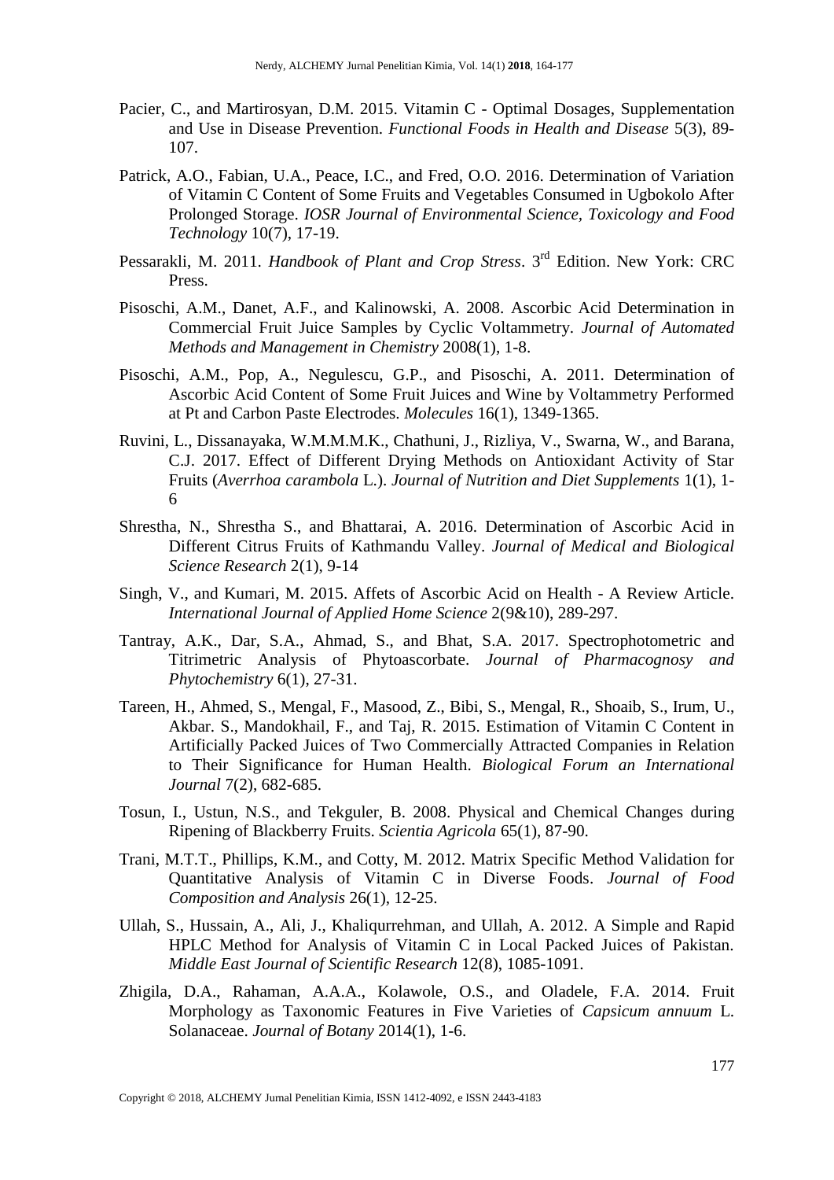Pacier, C., and Martirosyan, D.M. 2015. Vitamin C - Optimal Dosages, Supplementation and Use in Disease Prevention. *Functional Foods in Health and Disease* 5(3), 89-107.

Patrick, A.O., Fabian, U.A., Peace, I.C., and Fred, O.O. 2016. Determination of Variation of Vitamin C Content of Some Fruits and Vegetables Consumed in Ugbokolo After Prolonged Storage. *IOSR Journal of Environmental Science, Toxicology and Food Technology* 10(7), 17-19.

Pessarakli, M. 2011. *Handbook of Plant and Crop Stress*. 3rd Edition. New York: CRC Press.

Pisoschi, A.M., Danet, A.F., and Kalinowski, A. 2008. Ascorbic Acid Determination in Commercial Fruit Juice Samples by Cyclic Voltammetry. *Journal of Automated Methods and Management in Chemistry* 2008(1), 1-8.

Pisoschi, A.M., Pop, A., Negulescu, G.P., and Pisoschi, A. 2011. Determination of Ascorbic Acid Content of Some Fruit Juices and Wine by Voltammetry Performed at Pt and Carbon Paste Electrodes. *Molecules* 16(1), 1349-1365.

Ruvini, L., Dissanayaka, W.M.M.M.K., Chathuni, J., Rizliya, V., Swarna, W., and Barana, C.J. 2017. Effect of Different Drying Methods on Antioxidant Activity of Star Fruits (*Averrhoa carambola* L.). *Journal of Nutrition and Diet Supplements* 1(1), 1-6

Shrestha, N., Shrestha S., and Bhattarai, A. 2016. Determination of Ascorbic Acid in Different Citrus Fruits of Kathmandu Valley. *Journal of Medical and Biological Science Research* 2(1), 9-14

Singh, V., and Kumari, M. 2015. Affets of Ascorbic Acid on Health - A Review Article. *International Journal of Applied Home Science* 2(9&10), 289-297.

Tantray, A.K., Dar, S.A., Ahmad, S., and Bhat, S.A. 2017. Spectrophotometric and Titrimetric Analysis of Phytoascorbate. *Journal of Pharmacognosy and Phytochemistry* 6(1), 27-31.

Tareen, H., Ahmed, S., Mengal, F., Masood, Z., Bibi, S., Mengal, R., Shoaib, S., Irum, U., Akbar. S., Mandokhail, F., and Taj, R. 2015. Estimation of Vitamin C Content in Artificially Packed Juices of Two Commercially Attracted Companies in Relation to Their Significance for Human Health. *Biological Forum an International Journal* 7(2), 682-685.

Tosun, I., Ustun, N.S., and Tekguler, B. 2008. Physical and Chemical Changes during Ripening of Blackberry Fruits. *Scientia Agricola* 65(1), 87-90.

Trani, M.T.T., Phillips, K.M., and Cotty, M. 2012. Matrix Specific Method Validation for Quantitative Analysis of Vitamin C in Diverse Foods. *Journal of Food Composition and Analysis* 26(1), 12-25.

Ullah, S., Hussain, A., Ali, J., Khaliqurrehman, and Ullah, A. 2012. A Simple and Rapid HPLC Method for Analysis of Vitamin C in Local Packed Juices of Pakistan. *Middle East Journal of Scientific Research* 12(8), 1085-1091.

Zhigila, D.A., Rahaman, A.A.A., Kolawole, O.S., and Oladele, F.A. 2014. Fruit Morphology as Taxonomic Features in Five Varieties of *Capsicum annuum* L. Solanaceae. *Journal of Botany* 2014(1), 1-6.